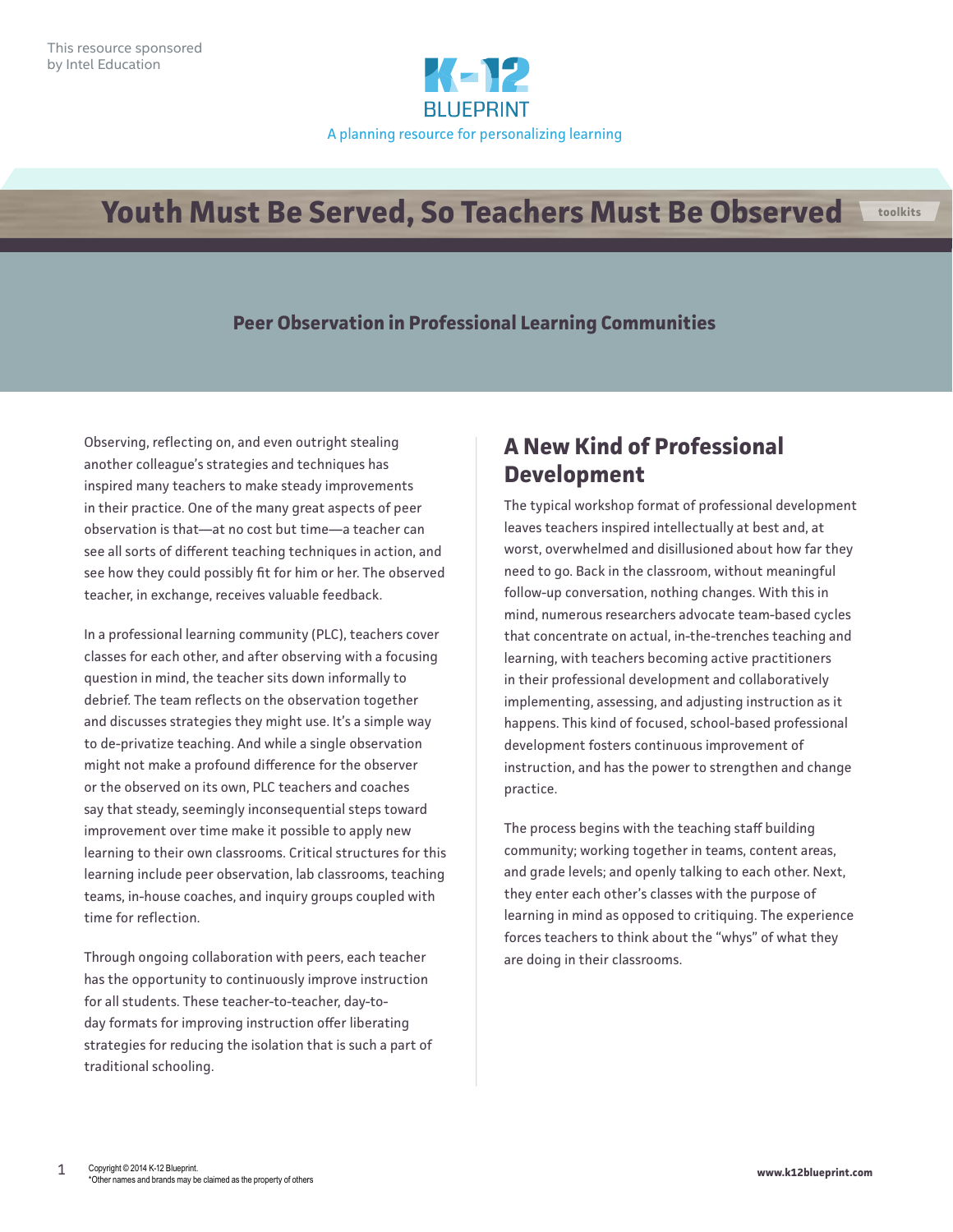This resource sponsored by Intel Education

K-12 BLUEPRINT

A planning resource for personalizing learning

# Youth Must Be Served, So Teachers Must Be Observed

toolkits

## Peer Observation in Professional Learning Communities

Observing, reflecting on, and even outright stealing another colleague's strategies and techniques has inspired many teachers to make steady improvements in their practice. One of the many great aspects of peer observation is that—at no cost but time—a teacher can see all sorts of different teaching techniques in action, and see how they could possibly fit for him or her. The observed teacher, in exchange, receives valuable feedback.

In a professional learning community (PLC), teachers cover classes for each other, and after observing with a focusing question in mind, the teacher sits down informally to debrief. The team reflects on the observation together and discusses strategies they might use. It's a simple way to de-privatize teaching. And while a single observation might not make a profound difference for the observer or the observed on its own, PLC teachers and coaches say that steady, seemingly inconsequential steps toward improvement over time make it possible to apply new learning to their own classrooms. Critical structures for this learning include peer observation, lab classrooms, teaching teams, in-house coaches, and inquiry groups coupled with time for reflection.

Through ongoing collaboration with peers, each teacher has the opportunity to continuously improve instruction for all students. These teacher-to-teacher, day-to-day formats for improving instruction offer liberating strategies for reducing the isolation that is such a part of traditional schooling.

## A New Kind of Professional Development

The typical workshop format of professional development leaves teachers inspired intellectually at best and, at worst, overwhelmed and disillusioned about how far they need to go. Back in the classroom, without meaningful follow-up conversation, nothing changes. With this in mind, numerous researchers advocate team-based cycles that concentrate on actual, in-the-trenches teaching and learning, with teachers becoming active practitioners in their professional development and collaboratively implementing, assessing, and adjusting instruction as it happens. This kind of focused, school-based professional development fosters continuous improvement of instruction, and has the power to strengthen and change practice.

The process begins with the teaching staff building community; working together in teams, content areas, and grade levels; and openly talking to each other. Next, they enter each other's classes with the purpose of learning in mind as opposed to critiquing. The experience forces teachers to think about the "whys" of what they are doing in their classrooms.

Copyright © 2014 K-12 Blueprint.
*Other names and brands may be claimed as the property of others

www.k12blueprint.com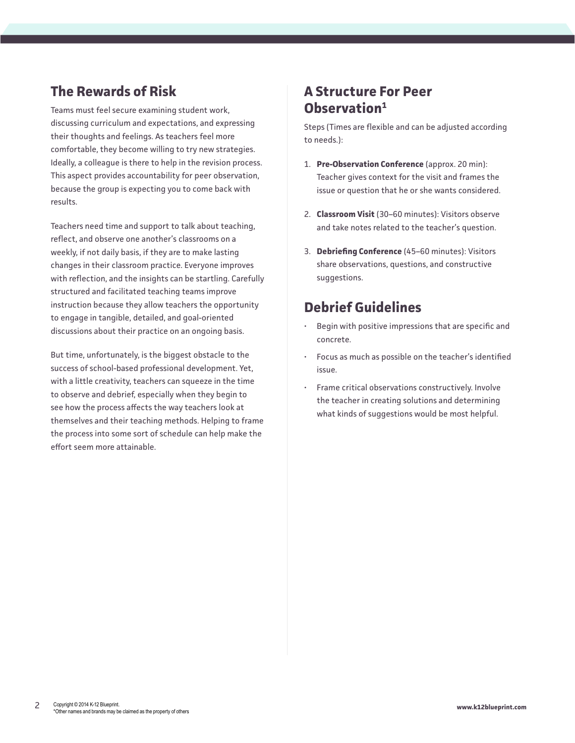## The Rewards of Risk

Teams must feel secure examining student work, discussing curriculum and expectations, and expressing their thoughts and feelings. As teachers feel more comfortable, they become willing to try new strategies. Ideally, a colleague is there to help in the revision process. This aspect provides accountability for peer observation, because the group is expecting you to come back with results.

Teachers need time and support to talk about teaching, reflect, and observe one another's classrooms on a weekly, if not daily basis, if they are to make lasting changes in their classroom practice. Everyone improves with reflection, and the insights can be startling. Carefully structured and facilitated teaching teams improve instruction because they allow teachers the opportunity to engage in tangible, detailed, and goal-oriented discussions about their practice on an ongoing basis.

But time, unfortunately, is the biggest obstacle to the success of school-based professional development. Yet, with a little creativity, teachers can squeeze in the time to observe and debrief, especially when they begin to see how the process affects the way teachers look at themselves and their teaching methods. Helping to frame the process into some sort of schedule can help make the effort seem more attainable.

## A Structure For Peer Observation[1]

Steps (Times are flexible and can be adjusted according to needs.):

1. **Pre-Observation Conference** (approx. 20 min): Teacher gives context for the visit and frames the issue or question that he or she wants considered.
2. **Classroom Visit** (30–60 minutes): Visitors observe and take notes related to the teacher's question.
3. **Debriefing Conference** (45–60 minutes): Visitors share observations, questions, and constructive suggestions.

## Debrief Guidelines

- Begin with positive impressions that are specific and concrete.
- Focus as much as possible on the teacher's identified issue.
- Frame critical observations constructively. Involve the teacher in creating solutions and determining what kinds of suggestions would be most helpful.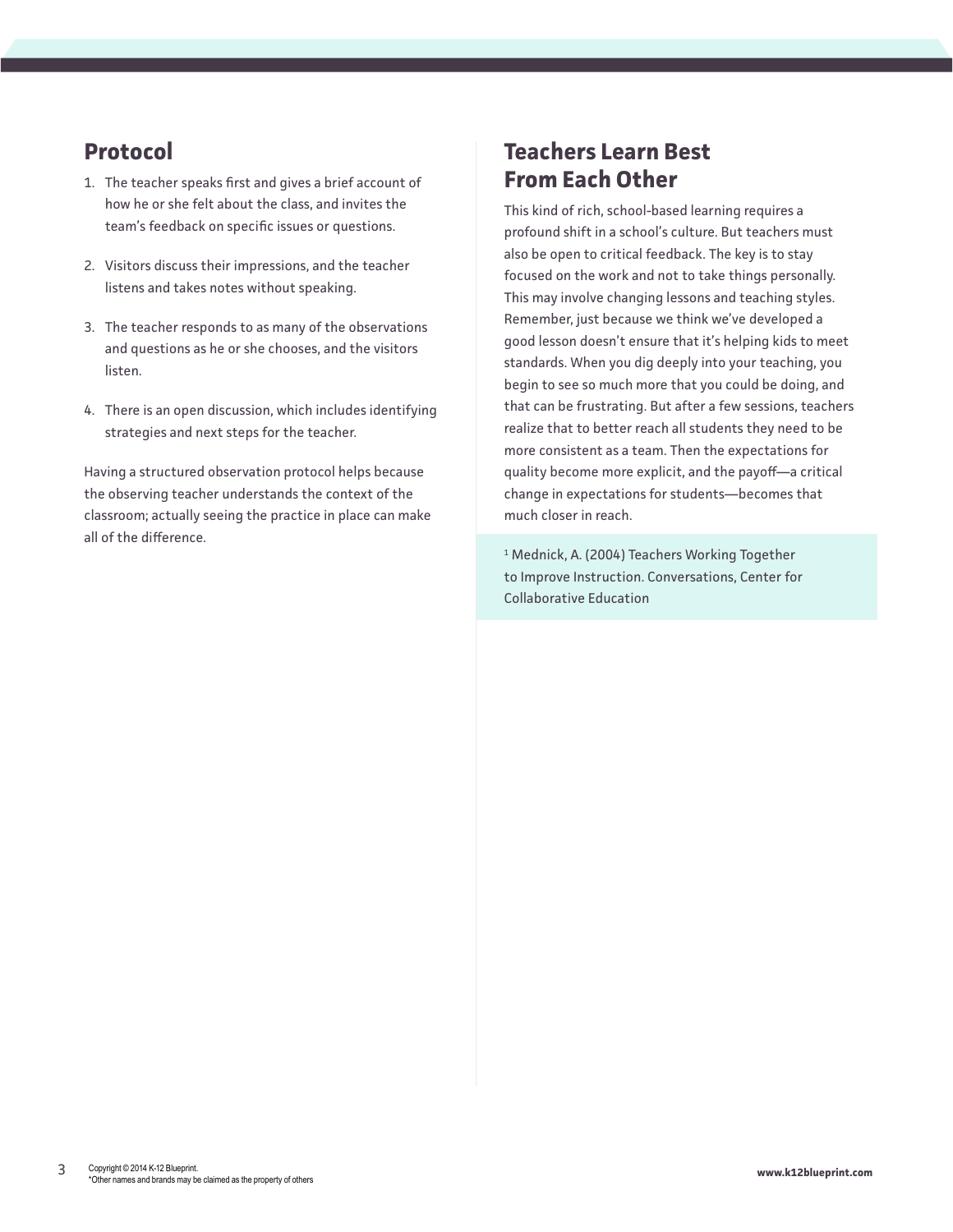## Protocol

1. The teacher speaks first and gives a brief account of how he or she felt about the class, and invites the team's feedback on specific issues or questions.
2. Visitors discuss their impressions, and the teacher listens and takes notes without speaking.
3. The teacher responds to as many of the observations and questions as he or she chooses, and the visitors listen.
4. There is an open discussion, which includes identifying strategies and next steps for the teacher.

Having a structured observation protocol helps because the observing teacher understands the context of the classroom; actually seeing the practice in place can make all of the difference.

## Teachers Learn Best From Each Other

This kind of rich, school-based learning requires a profound shift in a school's culture. But teachers must also be open to critical feedback. The key is to stay focused on the work and not to take things personally. This may involve changing lessons and teaching styles. Remember, just because we think we've developed a good lesson doesn't ensure that it's helping kids to meet standards. When you dig deeply into your teaching, you begin to see so much more that you could be doing, and that can be frustrating. But after a few sessions, teachers realize that to better reach all students they need to be more consistent as a team. Then the expectations for quality become more explicit, and the payoff—a critical change in expectations for students—becomes that much closer in reach.

[1] Mednick, A. (2004) Teachers Working Together to Improve Instruction. Conversations, Center for Collaborative Education

Copyright © 2014 K-12 Blueprint.
*Other names and brands may be claimed as the property of others

www.k12blueprint.com